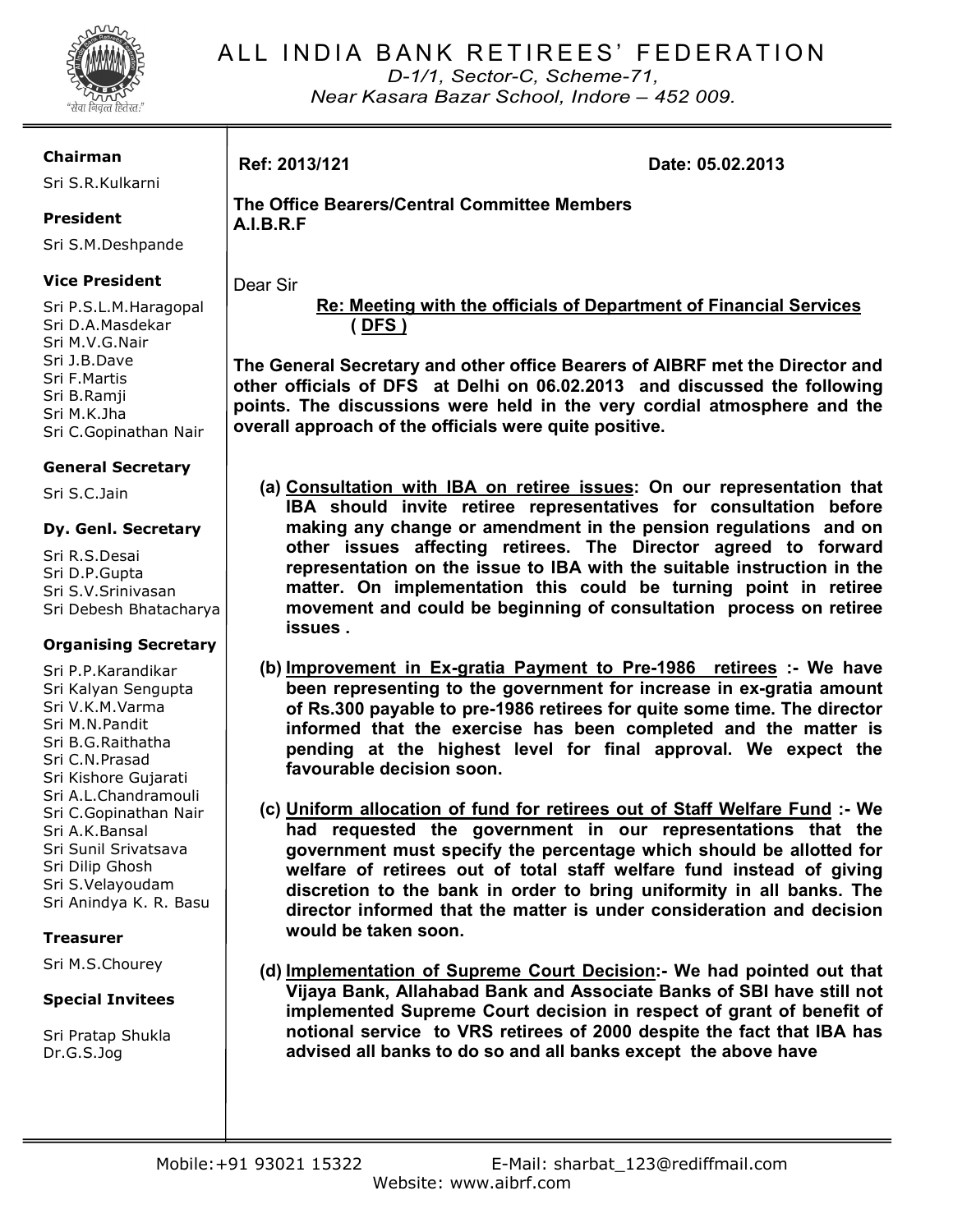# ALL INDIA BANK RETIREES' FEDERATION

*D-1/1, Sector-C, Scheme-71,*
*Near Kasara Bazar School, Indore – 452 009.*

"सेवा निवृत्त हितेरत:"

**Chairman**
Sri S.R.Kulkarni

**President**
Sri S.M.Deshpande

**Vice President**
Sri P.S.L.M.Haragopal
Sri D.A.Masdekar
Sri M.V.G.Nair
Sri J.B.Dave
Sri F.Martis
Sri B.Ramji
Sri M.K.Jha
Sri C.Gopinathan Nair

**General Secretary**
Sri S.C.Jain

**Dy. Genl. Secretary**
Sri R.S.Desai
Sri D.P.Gupta
Sri S.V.Srinivasan
Sri Debesh Bhatacharya

**Organising Secretary**
Sri P.P.Karandikar
Sri Kalyan Sengupta
Sri V.K.M.Varma
Sri M.N.Pandit
Sri B.G.Raithatha
Sri C.N.Prasad
Sri Kishore Gujarati
Sri A.L.Chandramouli
Sri C.Gopinathan Nair
Sri A.K.Bansal
Sri Sunil Srivatsava
Sri Dilip Ghosh
Sri S.Velayoudam
Sri Anindya K. R. Basu

**Treasurer**
Sri M.S.Chourey

**Special Invitees**
Sri Pratap Shukla
Dr.G.S.Jog

---

**Ref: 2013/121** **Date: 05.02.2013**

**The Office Bearers/Central Committee Members**
**A.I.B.R.F**

Dear Sir

**Re: Meeting with the officials of Department of Financial Services ( DFS )**

**The General Secretary and other office Bearers of AIBRF met the Director and other officials of DFS at Delhi on 06.02.2013 and discussed the following points. The discussions were held in the very cordial atmosphere and the overall approach of the officials were quite positive.**

**(a) Consultation with IBA on retiree issues: On our representation that IBA should invite retiree representatives for consultation before making any change or amendment in the pension regulations and on other issues affecting retirees. The Director agreed to forward representation on the issue to IBA with the suitable instruction in the matter. On implementation this could be turning point in retiree movement and could be beginning of consultation process on retiree issues .**

**(b) Improvement in Ex-gratia Payment to Pre-1986 retirees :- We have been representing to the government for increase in ex-gratia amount of Rs.300 payable to pre-1986 retirees for quite some time. The director informed that the exercise has been completed and the matter is pending at the highest level for final approval. We expect the favourable decision soon.**

**(c) Uniform allocation of fund for retirees out of Staff Welfare Fund :- We had requested the government in our representations that the government must specify the percentage which should be allotted for welfare of retirees out of total staff welfare fund instead of giving discretion to the bank in order to bring uniformity in all banks. The director informed that the matter is under consideration and decision would be taken soon.**

**(d) Implementation of Supreme Court Decision:- We had pointed out that Vijaya Bank, Allahabad Bank and Associate Banks of SBI have still not implemented Supreme Court decision in respect of grant of benefit of notional service to VRS retirees of 2000 despite the fact that IBA has advised all banks to do so and all banks except the above have**

Mobile:+91 93021 15322 E-Mail: sharbat_123@rediffmail.com
Website: www.aibrf.com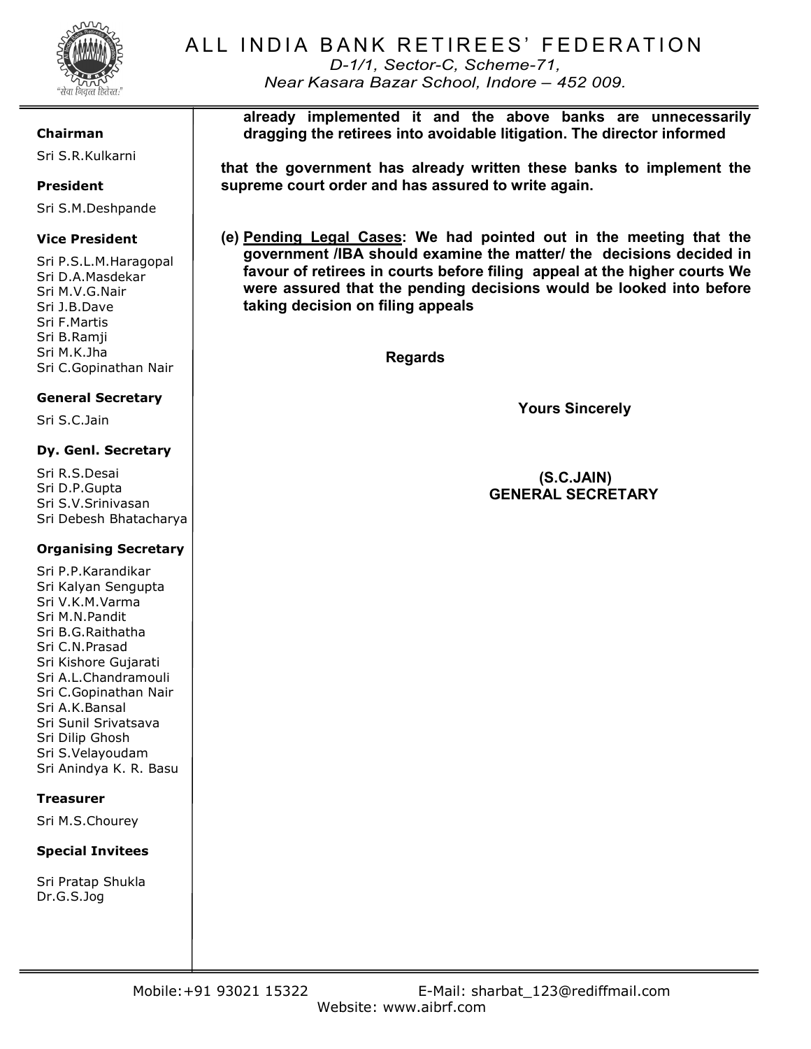# ALL INDIA BANK RETIREES' FEDERATION

*D-1/1, Sector-C, Scheme-71,*
*Near Kasara Bazar School, Indore – 452 009.*

"सेवा निवृत्त हितरत:"

**Chairman**
Sri S.R.Kulkarni

**President**
Sri S.M.Deshpande

**Vice President**
Sri P.S.L.M.Haragopal
Sri D.A.Masdekar
Sri M.V.G.Nair
Sri J.B.Dave
Sri F.Martis
Sri B.Ramji
Sri M.K.Jha
Sri C.Gopinathan Nair

**General Secretary**
Sri S.C.Jain

**Dy. Genl. Secretary**
Sri R.S.Desai
Sri D.P.Gupta
Sri S.V.Srinivasan
Sri Debesh Bhatacharya

**Organising Secretary**
Sri P.P.Karandikar
Sri Kalyan Sengupta
Sri V.K.M.Varma
Sri M.N.Pandit
Sri B.G.Raithatha
Sri C.N.Prasad
Sri Kishore Gujarati
Sri A.L.Chandramouli
Sri C.Gopinathan Nair
Sri A.K.Bansal
Sri Sunil Srivatsava
Sri Dilip Ghosh
Sri S.Velayoudam
Sri Anindya K. R. Basu

**Treasurer**
Sri M.S.Chourey

**Special Invitees**
Sri Pratap Shukla
Dr.G.S.Jog

**already implemented it and the above banks are unnecessarily dragging the retirees into avoidable litigation. The director informed**

**that the government has already written these banks to implement the supreme court order and has assured to write again.**

**(e) <u>Pending Legal Cases</u>: We had pointed out in the meeting that the government /IBA should examine the matter/ the decisions decided in favour of retirees in courts before filing appeal at the higher courts We were assured that the pending decisions would be looked into before taking decision on filing appeals**

**Regards**

**Yours Sincerely**

**(S.C.JAIN)**
**GENERAL SECRETARY**

Mobile: +91 93021 15322 E-Mail: sharbat_123@rediffmail.com
Website: www.aibrf.com